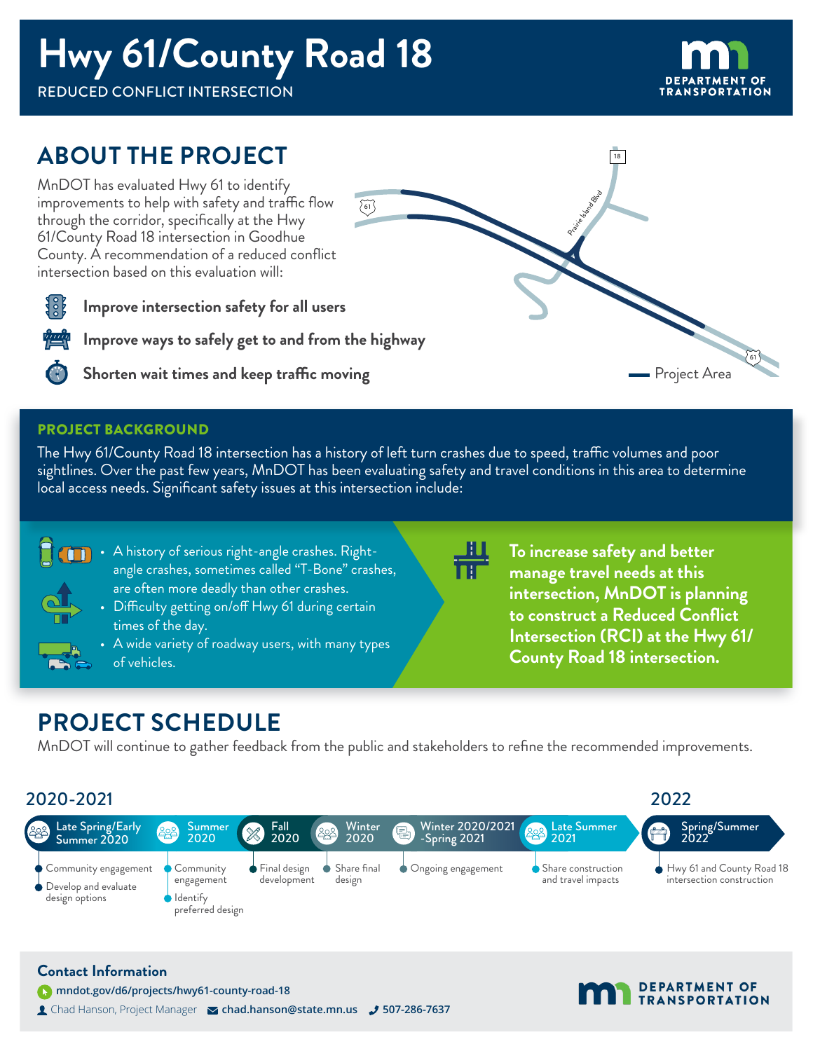# Hwy 61/County Road 18

REDUCED CONFLICT INTERSECTION

## ABOUT THE PROJECT

MnDOT has evaluated Hwy 61 to identify improvements to help with safety and traffic flow through the corridor, specifically at the Hwy 61/County Road 18 intersection in Goodhue County. A recommendation of a reduced conflict intersection based on this evaluation will:

- **Improve intersection safety for all users**
- **Improve ways to safely get to and from the highway**
- **Shorten wait times and keep traffic moving**

18

Prairie Island Blvd

61

61

Project Area

### PROJECT BACKGROUND

The Hwy 61/County Road 18 intersection has a history of left turn crashes due to speed, traffic volumes and poor sightlines. Over the past few years, MnDOT has been evaluating safety and travel conditions in this area to determine local access needs. Significant safety issues at this intersection include:

- A history of serious right-angle crashes. Right-angle crashes, sometimes called "T-Bone" crashes, are often more deadly than other crashes.
- Difficulty getting on/off Hwy 61 during certain times of the day.
- A wide variety of roadway users, with many types of vehicles.

**To increase safety and better manage travel needs at this intersection, MnDOT is planning to construct a Reduced Conflict Intersection (RCI) at the Hwy 61/County Road 18 intersection.**

## PROJECT SCHEDULE

MnDOT will continue to gather feedback from the public and stakeholders to refine the recommended improvements.

### 2020-2021

- **Late Spring/Early Summer 2020**
  - Community engagement
  - Develop and evaluate design options
- **Summer 2020**
  - Community engagement
  - Identify preferred design
- **Fall 2020**
  - Final design development
- **Winter 2020**
  - Share final design
- **Winter 2020/2021 -Spring 2021**
  - Ongoing engagement
- **Late Summer 2021**
  - Share construction and travel impacts

### 2022

- **Spring/Summer 2022**
  - Hwy 61 and County Road 18 intersection construction

### Contact Information

mndot.gov/d6/projects/hwy61-county-road-18

Chad Hanson, Project Manager | chad.hanson@state.mn.us | 507-286-7637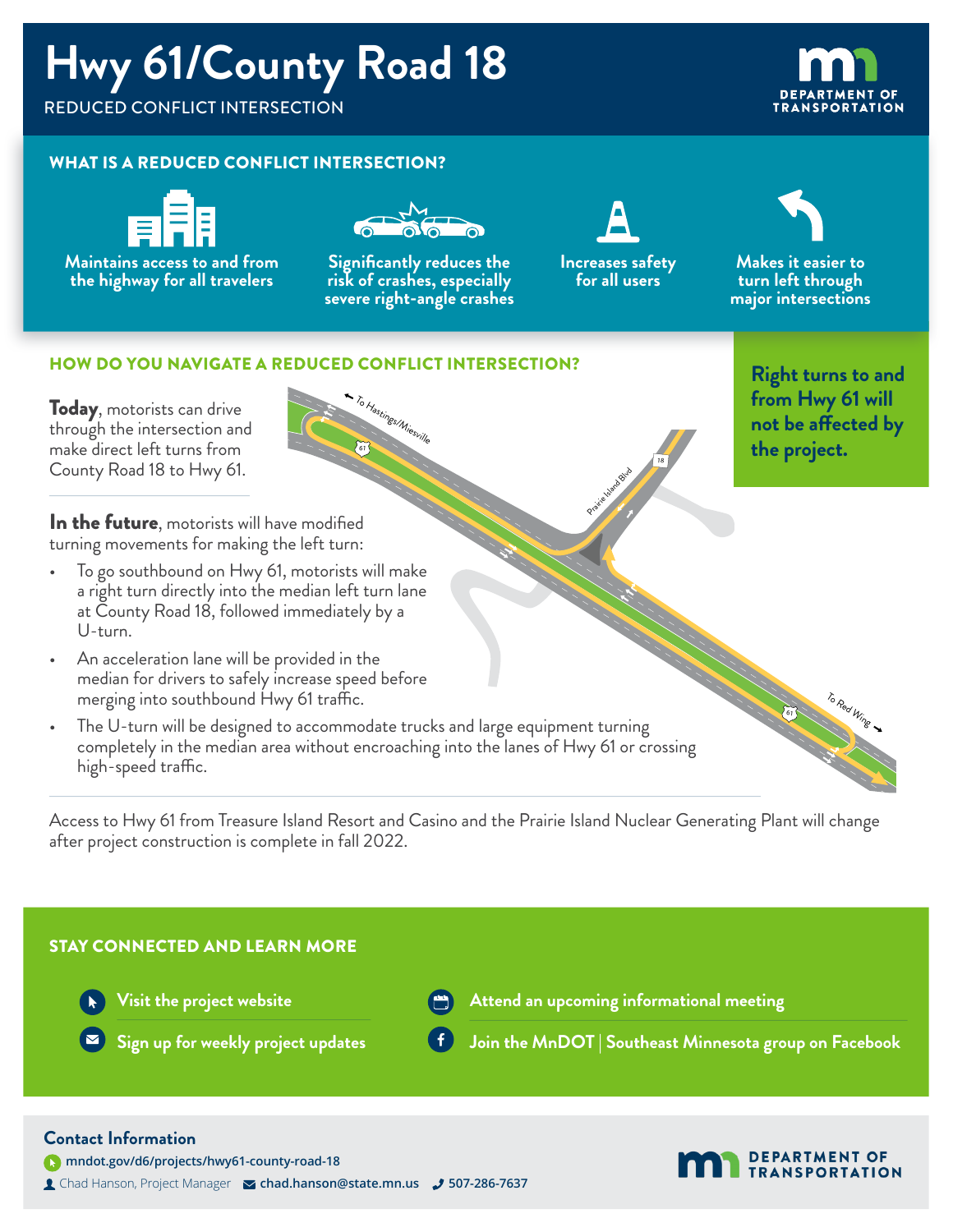# Hwy 61/County Road 18

REDUCED CONFLICT INTERSECTION

## WHAT IS A REDUCED CONFLICT INTERSECTION?

Maintains access to and from the highway for all travelers

Significantly reduces the risk of crashes, especially severe right-angle crashes

Increases safety for all users

Makes it easier to turn left through major intersections

## HOW DO YOU NAVIGATE A REDUCED CONFLICT INTERSECTION?

**Today**, motorists can drive through the intersection and make direct left turns from County Road 18 to Hwy 61.

**In the future**, motorists will have modified turning movements for making the left turn:

- To go southbound on Hwy 61, motorists will make a right turn directly into the median left turn lane at County Road 18, followed immediately by a U-turn.
- An acceleration lane will be provided in the median for drivers to safely increase speed before merging into southbound Hwy 61 traffic.
- The U-turn will be designed to accommodate trucks and large equipment turning completely in the median area without encroaching into the lanes of Hwy 61 or crossing high-speed traffic.

To Hastings/Miesville

Prairie Island Blvd

18

61

To Red Wing

**Right turns to and from Hwy 61 will not be affected by the project.**

Access to Hwy 61 from Treasure Island Resort and Casino and the Prairie Island Nuclear Generating Plant will change after project construction is complete in fall 2022.

## STAY CONNECTED AND LEARN MORE

- Visit the project website
- Sign up for weekly project updates
- Attend an upcoming informational meeting
- Join the MnDOT | Southeast Minnesota group on Facebook

### Contact Information

mndot.gov/d6/projects/hwy61-county-road-18

Chad Hanson, Project Manager chad.hanson@state.mn.us 507-286-7637

DEPARTMENT OF TRANSPORTATION